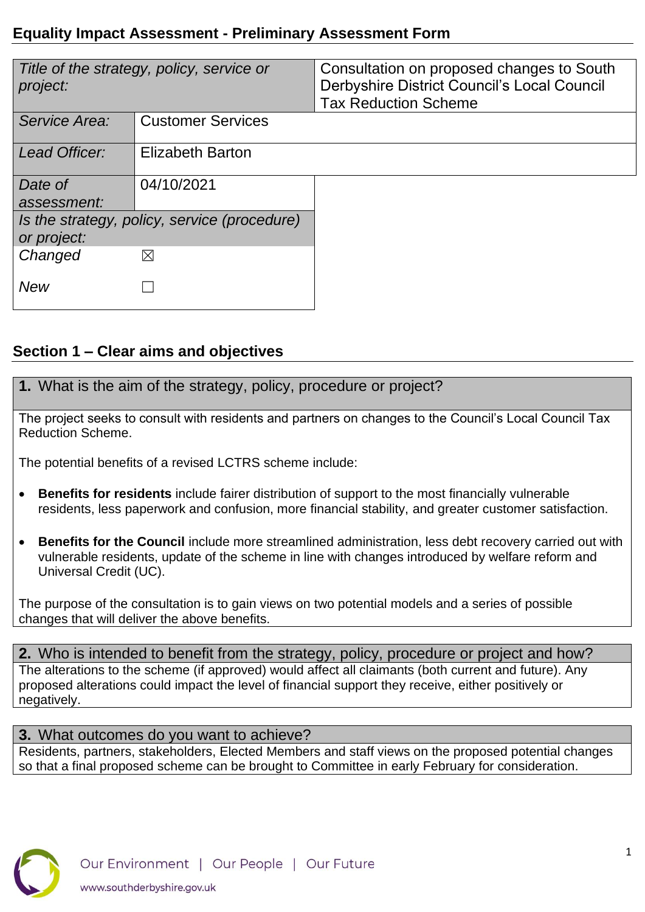## Equality Impact Assessment - Preliminary Assessment Form

| | |
|---|---|
| *Title of the strategy, policy, service or project:* | Consultation on proposed changes to South Derbyshire District Council's Local Council Tax Reduction Scheme |
| *Service Area:* | Customer Services |
| *Lead Officer:* | Elizabeth Barton |
| *Date of assessment:* | 04/10/2021 |

*Is the strategy, policy, service (procedure) or project:*

| | |
|---|---|
| *Changed* | ☒ |
| *New* | ☐ |

## Section 1 – Clear aims and objectives

**1.** What is the aim of the strategy, policy, procedure or project?

The project seeks to consult with residents and partners on changes to the Council's Local Council Tax Reduction Scheme.

The potential benefits of a revised LCTRS scheme include:

- **Benefits for residents** include fairer distribution of support to the most financially vulnerable residents, less paperwork and confusion, more financial stability, and greater customer satisfaction.
- **Benefits for the Council** include more streamlined administration, less debt recovery carried out with vulnerable residents, update of the scheme in line with changes introduced by welfare reform and Universal Credit (UC).

The purpose of the consultation is to gain views on two potential models and a series of possible changes that will deliver the above benefits.

**2.** Who is intended to benefit from the strategy, policy, procedure or project and how?

The alterations to the scheme (if approved) would affect all claimants (both current and future). Any proposed alterations could impact the level of financial support they receive, either positively or negatively.

**3.** What outcomes do you want to achieve?

Residents, partners, stakeholders, Elected Members and staff views on the proposed potential changes so that a final proposed scheme can be brought to Committee in early February for consideration.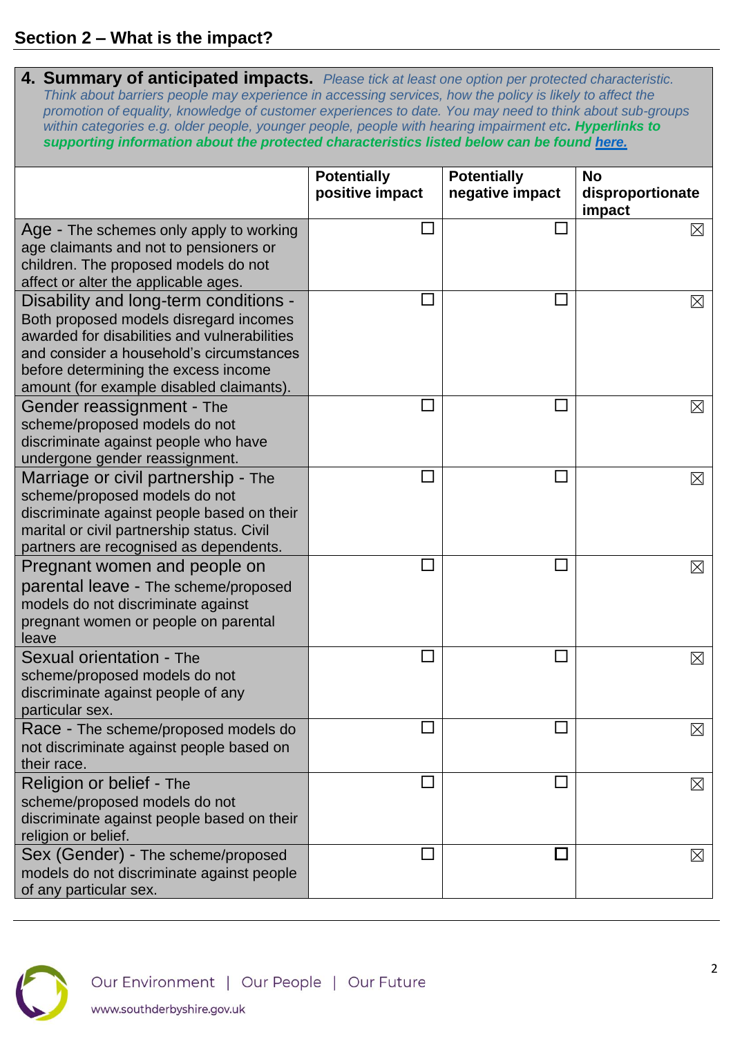## Section 2 – What is the impact?

**4. Summary of anticipated impacts.** *Please tick at least one option per protected characteristic. Think about barriers people may experience in accessing services, how the policy is likely to affect the promotion of equality, knowledge of customer experiences to date. You may need to think about sub-groups within categories e.g. older people, younger people, people with hearing impairment etc.* ***Hyperlinks to supporting information about the protected characteristics listed below can be found [here.](#)***

| | Potentially positive impact | Potentially negative impact | No disproportionate impact |
|---|---|---|---|
| Age - The schemes only apply to working age claimants and not to pensioners or children. The proposed models do not affect or alter the applicable ages. | ☐ | ☐ | ☒ |
| Disability and long-term conditions - Both proposed models disregard incomes awarded for disabilities and vulnerabilities and consider a household's circumstances before determining the excess income amount (for example disabled claimants). | ☐ | ☐ | ☒ |
| Gender reassignment - The scheme/proposed models do not discriminate against people who have undergone gender reassignment. | ☐ | ☐ | ☒ |
| Marriage or civil partnership - The scheme/proposed models do not discriminate against people based on their marital or civil partnership status. Civil partners are recognised as dependents. | ☐ | ☐ | ☒ |
| Pregnant women and people on parental leave - The scheme/proposed models do not discriminate against pregnant women or people on parental leave | ☐ | ☐ | ☒ |
| Sexual orientation - The scheme/proposed models do not discriminate against people of any particular sex. | ☐ | ☐ | ☒ |
| Race - The scheme/proposed models do not discriminate against people based on their race. | ☐ | ☐ | ☒ |
| Religion or belief - The scheme/proposed models do not discriminate against people based on their religion or belief. | ☐ | ☐ | ☒ |
| Sex (Gender) - The scheme/proposed models do not discriminate against people of any particular sex. | ☐ | ☐ | ☒ |

Our Environment | Our People | Our Future

www.southderbyshire.gov.uk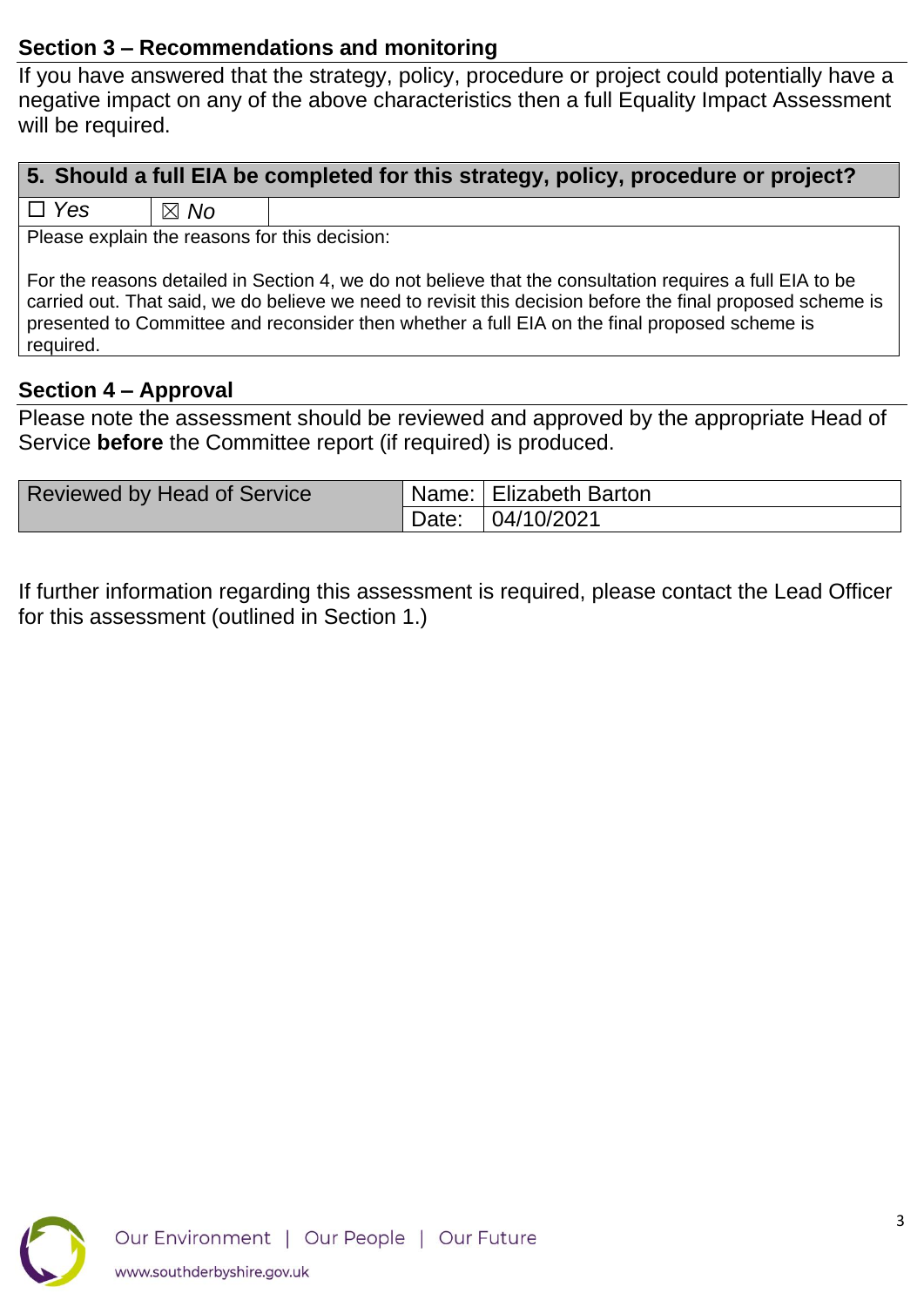## Section 3 – Recommendations and monitoring

If you have answered that the strategy, policy, procedure or project could potentially have a negative impact on any of the above characteristics then a full Equality Impact Assessment will be required.

| **5. Should a full EIA be completed for this strategy, policy, procedure or project?** | | |
|---|---|---|
| ☐ *Yes* | ☒ *No* | |
| Please explain the reasons for this decision:<br><br>For the reasons detailed in Section 4, we do not believe that the consultation requires a full EIA to be carried out. That said, we do believe we need to revisit this decision before the final proposed scheme is presented to Committee and reconsider then whether a full EIA on the final proposed scheme is required. | | |

## Section 4 – Approval

Please note the assessment should be reviewed and approved by the appropriate Head of Service **before** the Committee report (if required) is produced.

| | | |
|---|---|---|
| Reviewed by Head of Service | Name: | Elizabeth Barton |
| | Date: | 04/10/2021 |

If further information regarding this assessment is required, please contact the Lead Officer for this assessment (outlined in Section 1.)